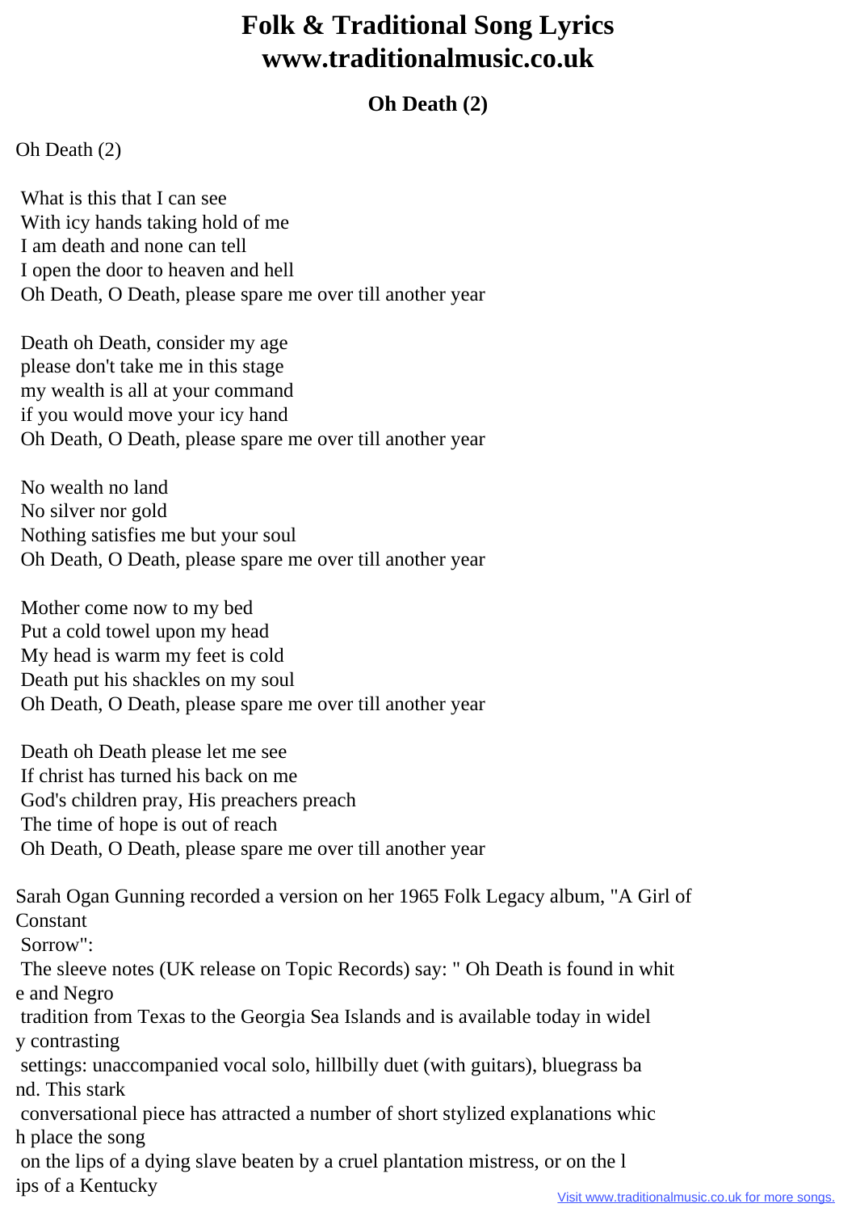# Folk & Traditional Song Lyrics www.traditionalmusic.co.uk

## Oh Death (2)

Oh Death (2)

What is this that I can see
With icy hands taking hold of me
I am death and none can tell
I open the door to heaven and hell
Oh Death, O Death, please spare me over till another year

Death oh Death, consider my age
please don't take me in this stage
my wealth is all at your command
if you would move your icy hand
Oh Death, O Death, please spare me over till another year

No wealth no land
No silver nor gold
Nothing satisfies me but your soul
Oh Death, O Death, please spare me over till another year

Mother come now to my bed
Put a cold towel upon my head
My head is warm my feet is cold
Death put his shackles on my soul
Oh Death, O Death, please spare me over till another year

Death oh Death please let me see
If christ has turned his back on me
God's children pray, His preachers preach
The time of hope is out of reach
Oh Death, O Death, please spare me over till another year

Sarah Ogan Gunning recorded a version on her 1965 Folk Legacy album, "A Girl of Constant Sorrow":
The sleeve notes (UK release on Topic Records) say: " Oh Death is found in white and Negro tradition from Texas to the Georgia Sea Islands and is available today in widely contrasting settings: unaccompanied vocal solo, hillbilly duet (with guitars), bluegrass band. This stark conversational piece has attracted a number of short stylized explanations which place the song on the lips of a dying slave beaten by a cruel plantation mistress, or on the lips of a Kentucky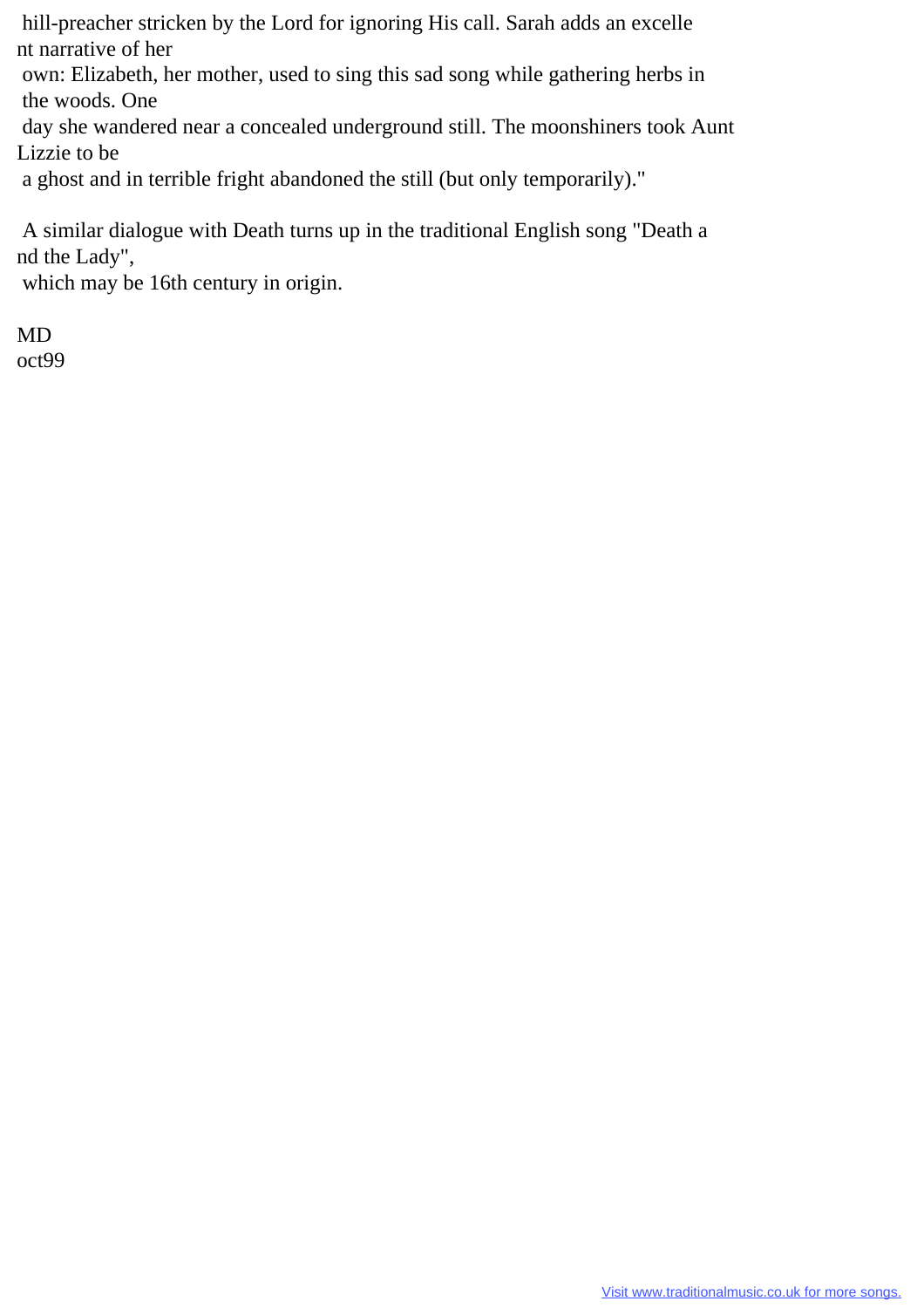hill-preacher stricken by the Lord for ignoring His call. Sarah adds an excellent narrative of her own: Elizabeth, her mother, used to sing this sad song while gathering herbs in the woods. One day she wandered near a concealed underground still. The moonshiners took Aunt Lizzie to be a ghost and in terrible fright abandoned the still (but only temporarily)."

A similar dialogue with Death turns up in the traditional English song "Death and the Lady", which may be 16th century in origin.

MD
oct99